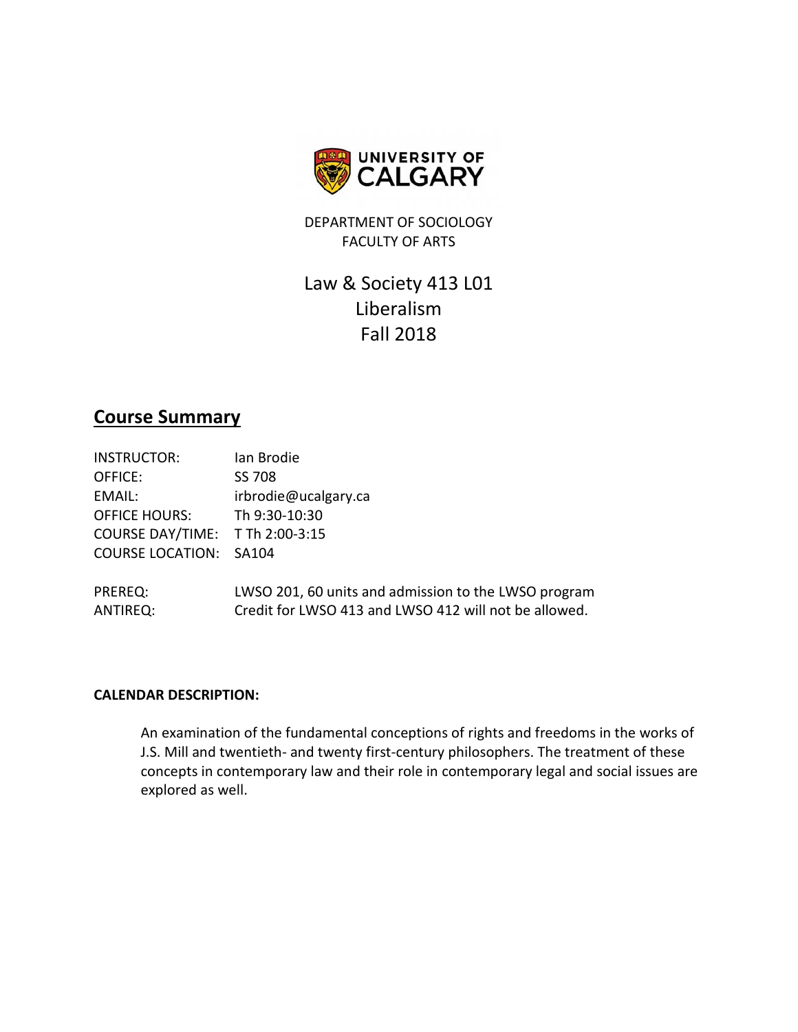UNIVERSITY OF CALGARY

DEPARTMENT OF SOCIOLOGY
FACULTY OF ARTS

# Law & Society 413 L01
# Liberalism
# Fall 2018

## Course Summary

| | |
|---|---|
| INSTRUCTOR: | Ian Brodie |
| OFFICE: | SS 708 |
| EMAIL: | irbrodie@ucalgary.ca |
| OFFICE HOURS: | Th 9:30-10:30 |
| COURSE DAY/TIME: | T Th 2:00-3:15 |
| COURSE LOCATION: | SA104 |

| | |
|---|---|
| PREREQ: | LWSO 201, 60 units and admission to the LWSO program |
| ANTIREQ: | Credit for LWSO 413 and LWSO 412 will not be allowed. |

**CALENDAR DESCRIPTION:**

An examination of the fundamental conceptions of rights and freedoms in the works of J.S. Mill and twentieth- and twenty first-century philosophers. The treatment of these concepts in contemporary law and their role in contemporary legal and social issues are explored as well.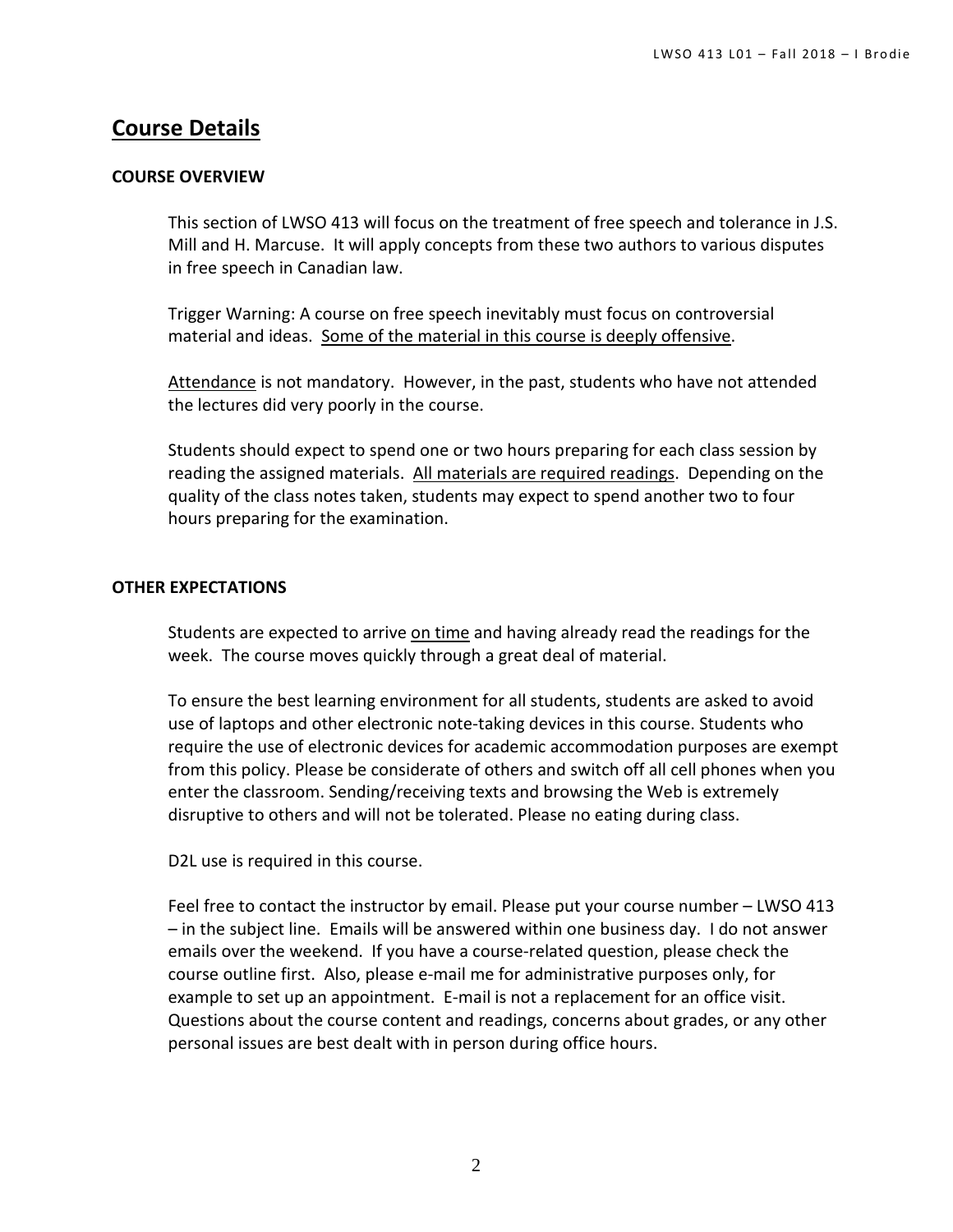## Course Details

### COURSE OVERVIEW

This section of LWSO 413 will focus on the treatment of free speech and tolerance in J.S. Mill and H. Marcuse. It will apply concepts from these two authors to various disputes in free speech in Canadian law.

Trigger Warning: A course on free speech inevitably must focus on controversial material and ideas. Some of the material in this course is deeply offensive.

Attendance is not mandatory. However, in the past, students who have not attended the lectures did very poorly in the course.

Students should expect to spend one or two hours preparing for each class session by reading the assigned materials. All materials are required readings. Depending on the quality of the class notes taken, students may expect to spend another two to four hours preparing for the examination.

### OTHER EXPECTATIONS

Students are expected to arrive on time and having already read the readings for the week. The course moves quickly through a great deal of material.

To ensure the best learning environment for all students, students are asked to avoid use of laptops and other electronic note-taking devices in this course. Students who require the use of electronic devices for academic accommodation purposes are exempt from this policy. Please be considerate of others and switch off all cell phones when you enter the classroom. Sending/receiving texts and browsing the Web is extremely disruptive to others and will not be tolerated. Please no eating during class.

D2L use is required in this course.

Feel free to contact the instructor by email. Please put your course number – LWSO 413 – in the subject line. Emails will be answered within one business day. I do not answer emails over the weekend. If you have a course-related question, please check the course outline first. Also, please e-mail me for administrative purposes only, for example to set up an appointment. E-mail is not a replacement for an office visit. Questions about the course content and readings, concerns about grades, or any other personal issues are best dealt with in person during office hours.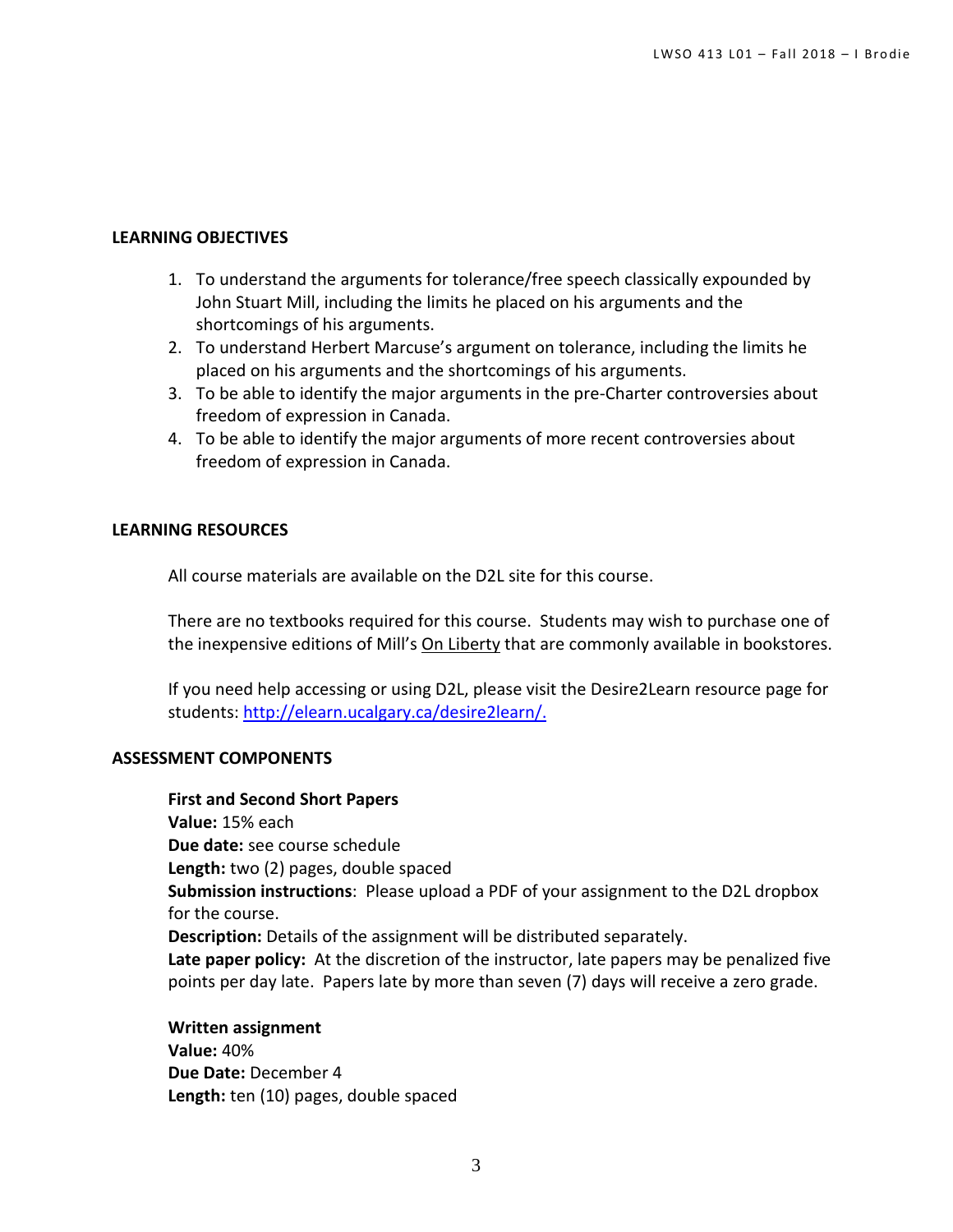## LEARNING OBJECTIVES

1. To understand the arguments for tolerance/free speech classically expounded by John Stuart Mill, including the limits he placed on his arguments and the shortcomings of his arguments.
2. To understand Herbert Marcuse's argument on tolerance, including the limits he placed on his arguments and the shortcomings of his arguments.
3. To be able to identify the major arguments in the pre-Charter controversies about freedom of expression in Canada.
4. To be able to identify the major arguments of more recent controversies about freedom of expression in Canada.

## LEARNING RESOURCES

All course materials are available on the D2L site for this course.

There are no textbooks required for this course. Students may wish to purchase one of the inexpensive editions of Mill's On Liberty that are commonly available in bookstores.

If you need help accessing or using D2L, please visit the Desire2Learn resource page for students: http://elearn.ucalgary.ca/desire2learn/.

## ASSESSMENT COMPONENTS

**First and Second Short Papers**
**Value:** 15% each
**Due date:** see course schedule
**Length:** two (2) pages, double spaced
**Submission instructions**: Please upload a PDF of your assignment to the D2L dropbox for the course.
**Description:** Details of the assignment will be distributed separately.
**Late paper policy:** At the discretion of the instructor, late papers may be penalized five points per day late. Papers late by more than seven (7) days will receive a zero grade.

**Written assignment**
**Value:** 40%
**Due Date:** December 4
**Length:** ten (10) pages, double spaced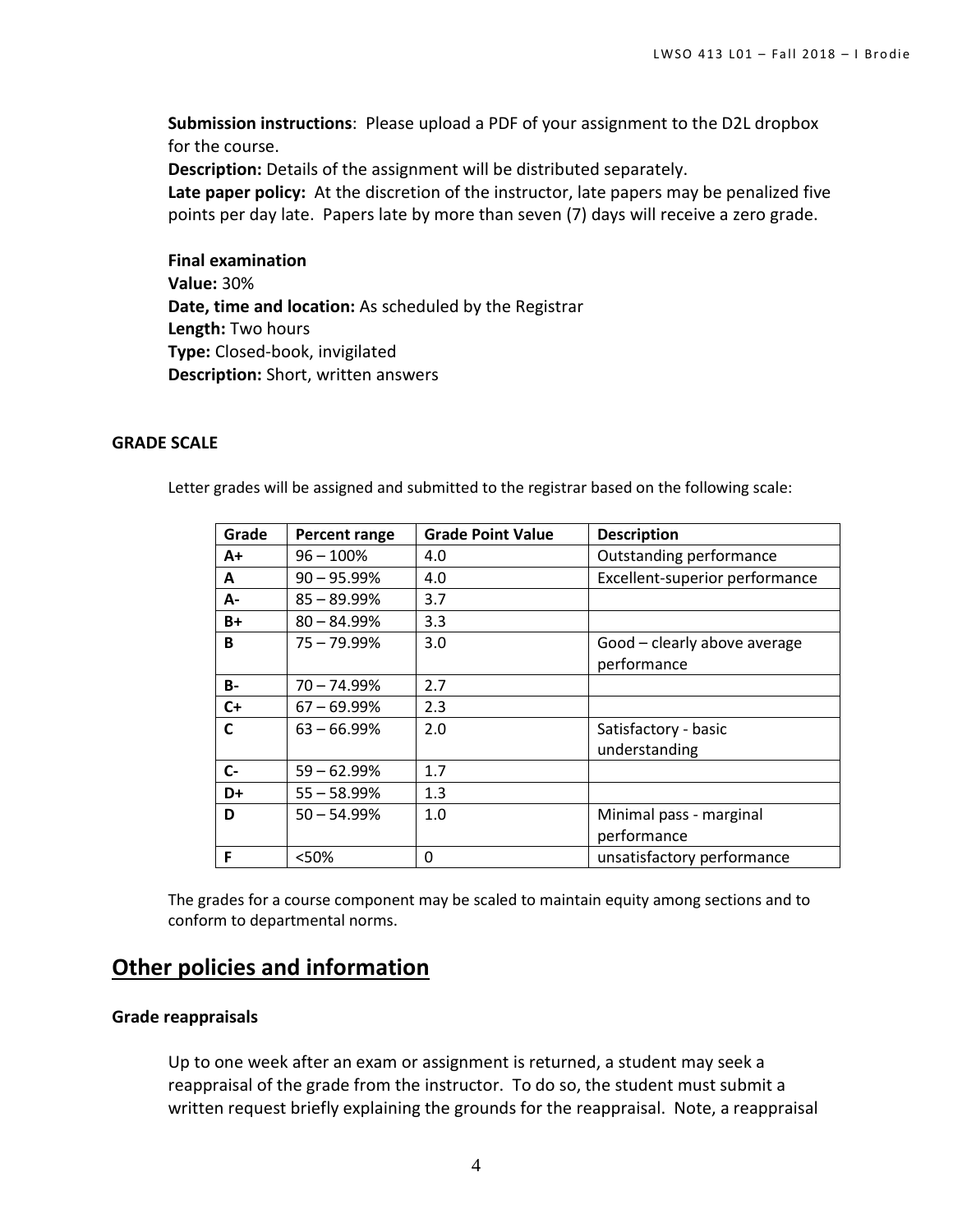**Submission instructions**: Please upload a PDF of your assignment to the D2L dropbox for the course.

**Description:** Details of the assignment will be distributed separately.

**Late paper policy:** At the discretion of the instructor, late papers may be penalized five points per day late. Papers late by more than seven (7) days will receive a zero grade.

**Final examination**

**Value:** 30%

**Date, time and location:** As scheduled by the Registrar

**Length:** Two hours

**Type:** Closed-book, invigilated

**Description:** Short, written answers

### GRADE SCALE

Letter grades will be assigned and submitted to the registrar based on the following scale:

| Grade | Percent range | Grade Point Value | Description |
|---|---|---|---|
| A+ | 96 – 100% | 4.0 | Outstanding performance |
| A | 90 – 95.99% | 4.0 | Excellent-superior performance |
| A- | 85 – 89.99% | 3.7 | |
| B+ | 80 – 84.99% | 3.3 | |
| B | 75 – 79.99% | 3.0 | Good – clearly above average performance |
| B- | 70 – 74.99% | 2.7 | |
| C+ | 67 – 69.99% | 2.3 | |
| C | 63 – 66.99% | 2.0 | Satisfactory - basic understanding |
| C- | 59 – 62.99% | 1.7 | |
| D+ | 55 – 58.99% | 1.3 | |
| D | 50 – 54.99% | 1.0 | Minimal pass - marginal performance |
| F | <50% | 0 | unsatisfactory performance |

The grades for a course component may be scaled to maintain equity among sections and to conform to departmental norms.

## Other policies and information

### Grade reappraisals

Up to one week after an exam or assignment is returned, a student may seek a reappraisal of the grade from the instructor. To do so, the student must submit a written request briefly explaining the grounds for the reappraisal. Note, a reappraisal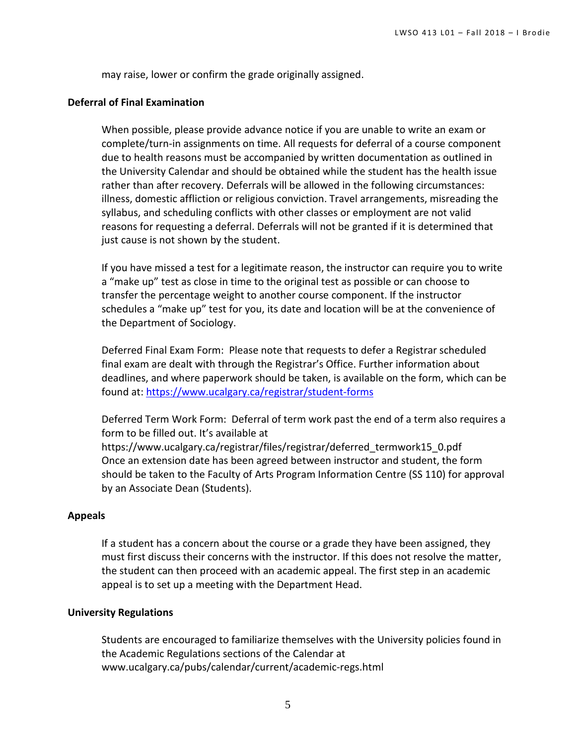may raise, lower or confirm the grade originally assigned.

**Deferral of Final Examination**

When possible, please provide advance notice if you are unable to write an exam or complete/turn-in assignments on time. All requests for deferral of a course component due to health reasons must be accompanied by written documentation as outlined in the University Calendar and should be obtained while the student has the health issue rather than after recovery. Deferrals will be allowed in the following circumstances: illness, domestic affliction or religious conviction. Travel arrangements, misreading the syllabus, and scheduling conflicts with other classes or employment are not valid reasons for requesting a deferral. Deferrals will not be granted if it is determined that just cause is not shown by the student.

If you have missed a test for a legitimate reason, the instructor can require you to write a "make up" test as close in time to the original test as possible or can choose to transfer the percentage weight to another course component. If the instructor schedules a "make up" test for you, its date and location will be at the convenience of the Department of Sociology.

Deferred Final Exam Form: Please note that requests to defer a Registrar scheduled final exam are dealt with through the Registrar's Office. Further information about deadlines, and where paperwork should be taken, is available on the form, which can be found at: https://www.ucalgary.ca/registrar/student-forms

Deferred Term Work Form: Deferral of term work past the end of a term also requires a form to be filled out. It's available at https://www.ucalgary.ca/registrar/files/registrar/deferred_termwork15_0.pdf Once an extension date has been agreed between instructor and student, the form should be taken to the Faculty of Arts Program Information Centre (SS 110) for approval by an Associate Dean (Students).

**Appeals**

If a student has a concern about the course or a grade they have been assigned, they must first discuss their concerns with the instructor. If this does not resolve the matter, the student can then proceed with an academic appeal. The first step in an academic appeal is to set up a meeting with the Department Head.

**University Regulations**

Students are encouraged to familiarize themselves with the University policies found in the Academic Regulations sections of the Calendar at www.ucalgary.ca/pubs/calendar/current/academic-regs.html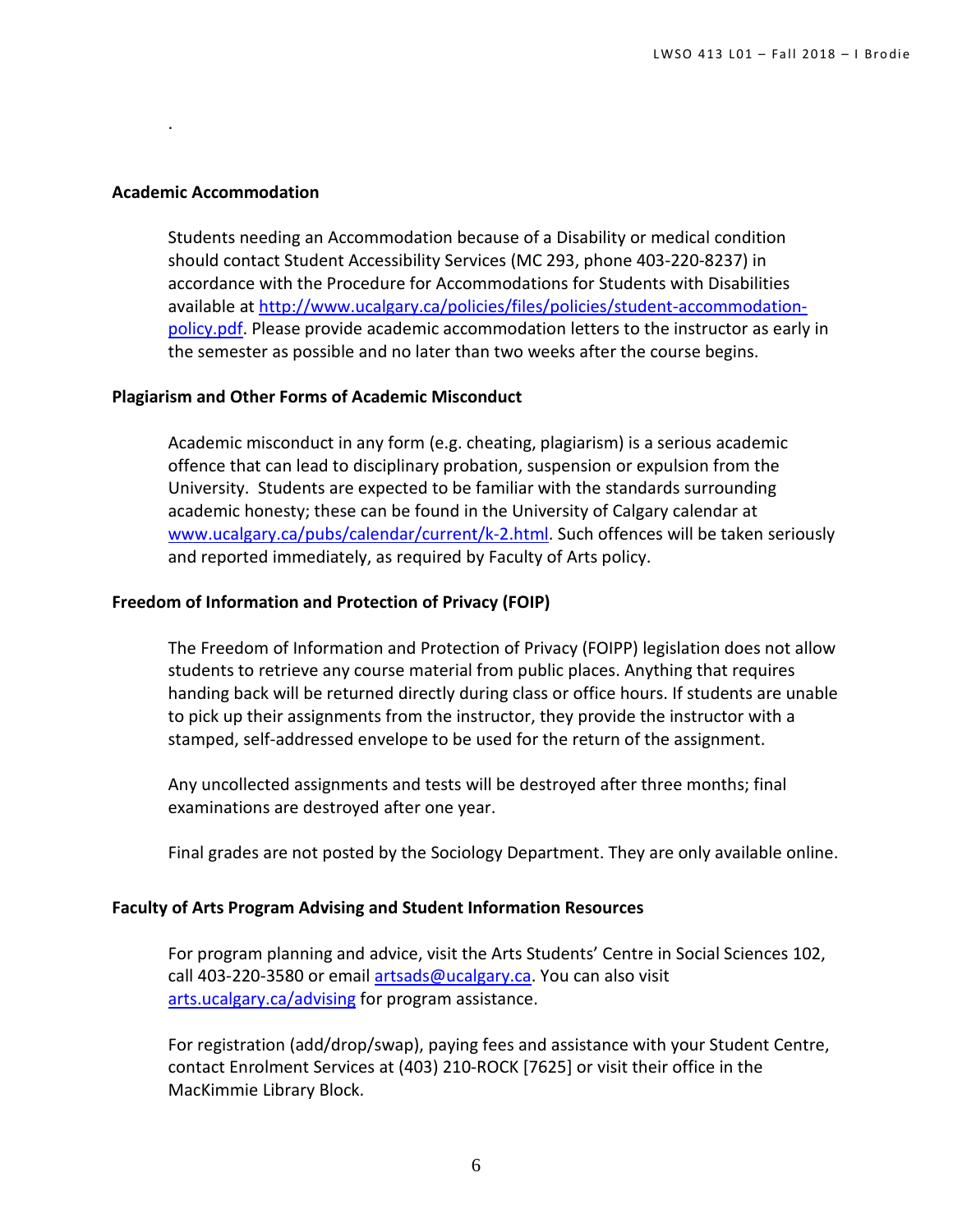### Academic Accommodation

Students needing an Accommodation because of a Disability or medical condition should contact Student Accessibility Services (MC 293, phone 403-220-8237) in accordance with the Procedure for Accommodations for Students with Disabilities available at [http://www.ucalgary.ca/policies/files/policies/student-accommodation-policy.pdf](http://www.ucalgary.ca/policies/files/policies/student-accommodation-policy.pdf). Please provide academic accommodation letters to the instructor as early in the semester as possible and no later than two weeks after the course begins.

### Plagiarism and Other Forms of Academic Misconduct

Academic misconduct in any form (e.g. cheating, plagiarism) is a serious academic offence that can lead to disciplinary probation, suspension or expulsion from the University. Students are expected to be familiar with the standards surrounding academic honesty; these can be found in the University of Calgary calendar at [www.ucalgary.ca/pubs/calendar/current/k-2.html](www.ucalgary.ca/pubs/calendar/current/k-2.html). Such offences will be taken seriously and reported immediately, as required by Faculty of Arts policy.

### Freedom of Information and Protection of Privacy (FOIP)

The Freedom of Information and Protection of Privacy (FOIPP) legislation does not allow students to retrieve any course material from public places. Anything that requires handing back will be returned directly during class or office hours. If students are unable to pick up their assignments from the instructor, they provide the instructor with a stamped, self-addressed envelope to be used for the return of the assignment.

Any uncollected assignments and tests will be destroyed after three months; final examinations are destroyed after one year.

Final grades are not posted by the Sociology Department. They are only available online.

### Faculty of Arts Program Advising and Student Information Resources

For program planning and advice, visit the Arts Students' Centre in Social Sciences 102, call 403-220-3580 or email [artsads@ucalgary.ca](mailto:artsads@ucalgary.ca). You can also visit [arts.ucalgary.ca/advising](arts.ucalgary.ca/advising) for program assistance.

For registration (add/drop/swap), paying fees and assistance with your Student Centre, contact Enrolment Services at (403) 210-ROCK [7625] or visit their office in the MacKimmie Library Block.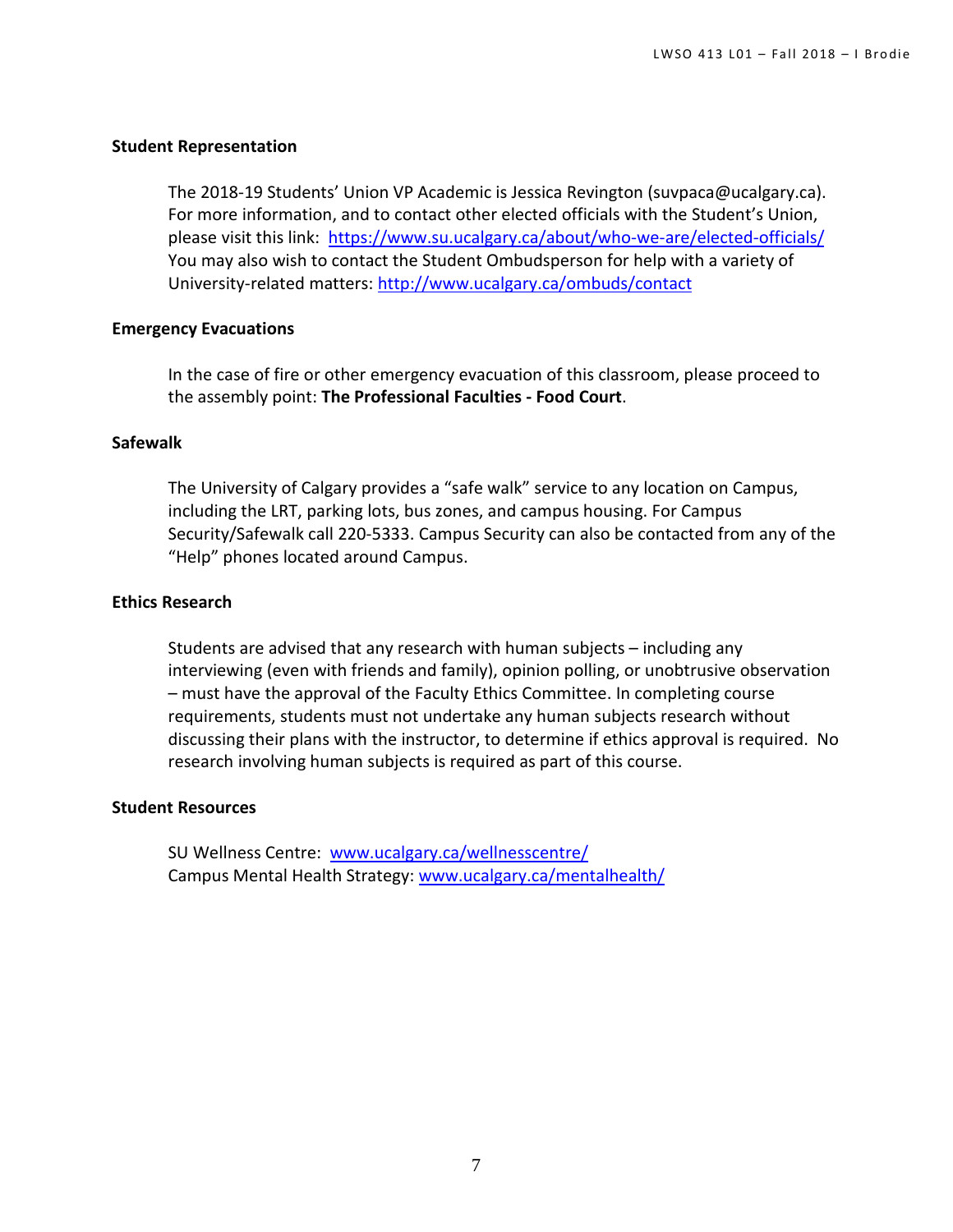### Student Representation

The 2018-19 Students' Union VP Academic is Jessica Revington (suvpaca@ucalgary.ca). For more information, and to contact other elected officials with the Student's Union, please visit this link: https://www.su.ucalgary.ca/about/who-we-are/elected-officials/ You may also wish to contact the Student Ombudsperson for help with a variety of University-related matters: http://www.ucalgary.ca/ombuds/contact

### Emergency Evacuations

In the case of fire or other emergency evacuation of this classroom, please proceed to the assembly point: **The Professional Faculties - Food Court**.

### Safewalk

The University of Calgary provides a "safe walk" service to any location on Campus, including the LRT, parking lots, bus zones, and campus housing. For Campus Security/Safewalk call 220-5333. Campus Security can also be contacted from any of the "Help" phones located around Campus.

### Ethics Research

Students are advised that any research with human subjects – including any interviewing (even with friends and family), opinion polling, or unobtrusive observation – must have the approval of the Faculty Ethics Committee. In completing course requirements, students must not undertake any human subjects research without discussing their plans with the instructor, to determine if ethics approval is required. No research involving human subjects is required as part of this course.

### Student Resources

SU Wellness Centre: www.ucalgary.ca/wellnesscentre/
Campus Mental Health Strategy: www.ucalgary.ca/mentalhealth/